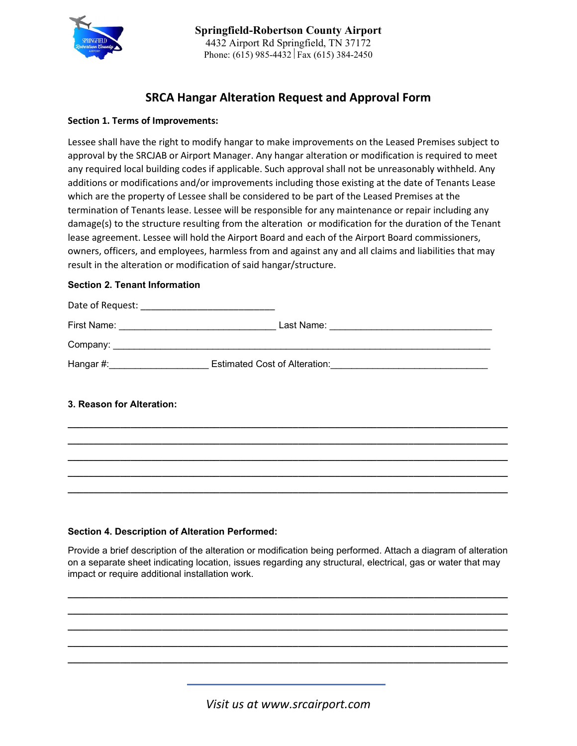**Springfield-Robertson County Airport**
4432 Airport Rd Springfield, TN 37172
Phone: (615) 985-4432 | Fax (615) 384-2450

# SRCA Hangar Alteration Request and Approval Form

**Section 1. Terms of Improvements:**

Lessee shall have the right to modify hangar to make improvements on the Leased Premises subject to approval by the SRCJAB or Airport Manager. Any hangar alteration or modification is required to meet any required local building codes if applicable. Such approval shall not be unreasonably withheld. Any additions or modifications and/or improvements including those existing at the date of Tenants Lease which are the property of Lessee shall be considered to be part of the Leased Premises at the termination of Tenants lease. Lessee will be responsible for any maintenance or repair including any damage(s) to the structure resulting from the alteration or modification for the duration of the Tenant lease agreement. Lessee will hold the Airport Board and each of the Airport Board commissioners, owners, officers, and employees, harmless from and against any and all claims and liabilities that may result in the alteration or modification of said hangar/structure.

**Section 2. Tenant Information**

Date of Request: ___________________________

First Name: _______________________________ Last Name: ________________________________

Company: ______________________________________________________________________________

Hangar #:___________________ Estimated Cost of Alteration:______________________________

**3. Reason for Alteration:**

______________________________________________________________________________
______________________________________________________________________________
______________________________________________________________________________
______________________________________________________________________________
______________________________________________________________________________

**Section 4. Description of Alteration Performed:**

Provide a brief description of the alteration or modification being performed. Attach a diagram of alteration on a separate sheet indicating location, issues regarding any structural, electrical, gas or water that may impact or require additional installation work.

______________________________________________________________________________
______________________________________________________________________________
______________________________________________________________________________
______________________________________________________________________________
______________________________________________________________________________

*Visit us at www.srcairport.com*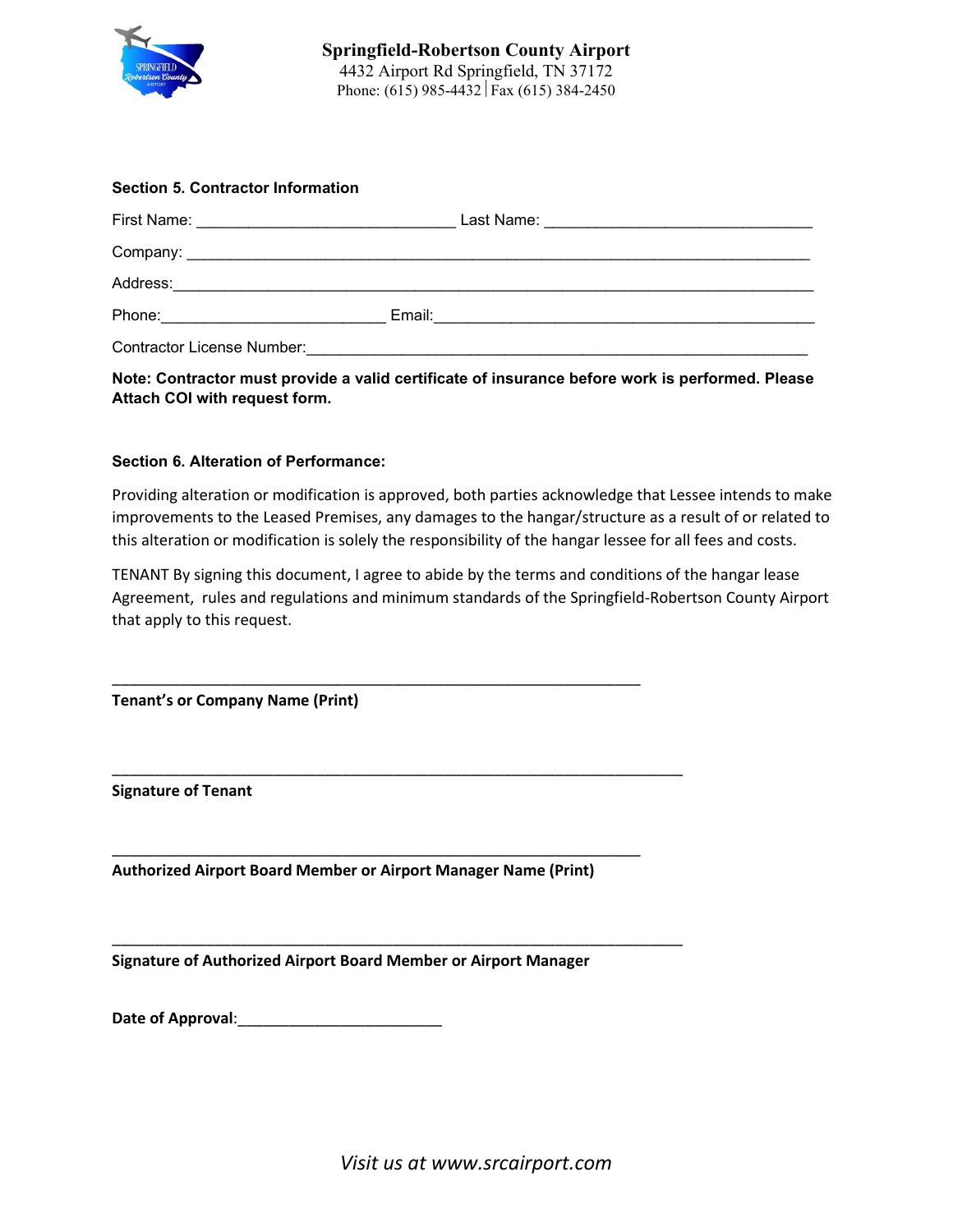**Springfield-Robertson County Airport**
4432 Airport Rd Springfield, TN 37172
Phone: (615) 985-4432 | Fax (615) 384-2450

**Section 5. Contractor Information**

First Name: ______________________________ Last Name: ______________________________

Company: ______________________________________________________________________

Address: _______________________________________________________________________

Phone: _________________________ Email: ___________________________________________

Contractor License Number: _______________________________________________________

**Note: Contractor must provide a valid certificate of insurance before work is performed. Please Attach COI with request form.**

**Section 6. Alteration of Performance:**

Providing alteration or modification is approved, both parties acknowledge that Lessee intends to make improvements to the Leased Premises, any damages to the hangar/structure as a result of or related to this alteration or modification is solely the responsibility of the hangar lessee for all fees and costs.

TENANT By signing this document, I agree to abide by the terms and conditions of the hangar lease Agreement, rules and regulations and minimum standards of the Springfield-Robertson County Airport that apply to this request.

______________________________________________________________

**Tenant's or Company Name (Print)**

______________________________________________________________

**Signature of Tenant**

______________________________________________________________

**Authorized Airport Board Member or Airport Manager Name (Print)**

______________________________________________________________

**Signature of Authorized Airport Board Member or Airport Manager**

**Date of Approval**: ________________________

*Visit us at www.srcairport.com*